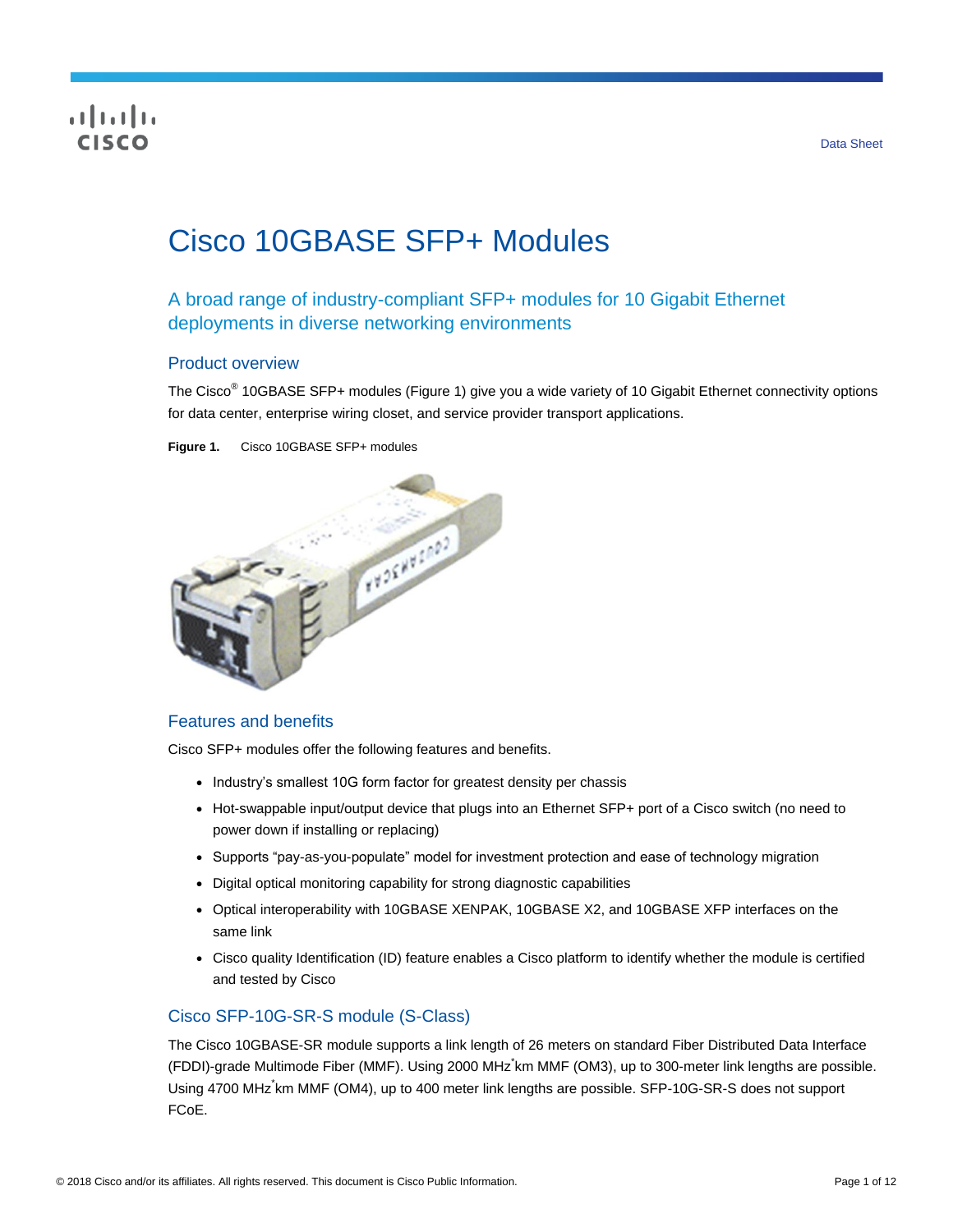# Cisco 10GBASE SFP+ Modules

## A broad range of industry-compliant SFP+ modules for 10 Gigabit Ethernet deployments in diverse networking environments

### Product overview

The Cisco® 10GBASE SFP+ modules (Figure 1) give you a wide variety of 10 Gigabit Ethernet connectivity options for data center, enterprise wiring closet, and service provider transport applications.

**Figure 1.** Cisco 10GBASE SFP+ modules

### Features and benefits

Cisco SFP+ modules offer the following features and benefits.

- Industry's smallest 10G form factor for greatest density per chassis
- Hot-swappable input/output device that plugs into an Ethernet SFP+ port of a Cisco switch (no need to power down if installing or replacing)
- Supports "pay-as-you-populate" model for investment protection and ease of technology migration
- Digital optical monitoring capability for strong diagnostic capabilities
- Optical interoperability with 10GBASE XENPAK, 10GBASE X2, and 10GBASE XFP interfaces on the same link
- Cisco quality Identification (ID) feature enables a Cisco platform to identify whether the module is certified and tested by Cisco

### Cisco SFP-10G-SR-S module (S-Class)

The Cisco 10GBASE-SR module supports a link length of 26 meters on standard Fiber Distributed Data Interface (FDDI)-grade Multimode Fiber (MMF). Using 2000 MHz*km MMF (OM3), up to 300-meter link lengths are possible. Using 4700 MHz*km MMF (OM4), up to 400 meter link lengths are possible. SFP-10G-SR-S does not support FCoE.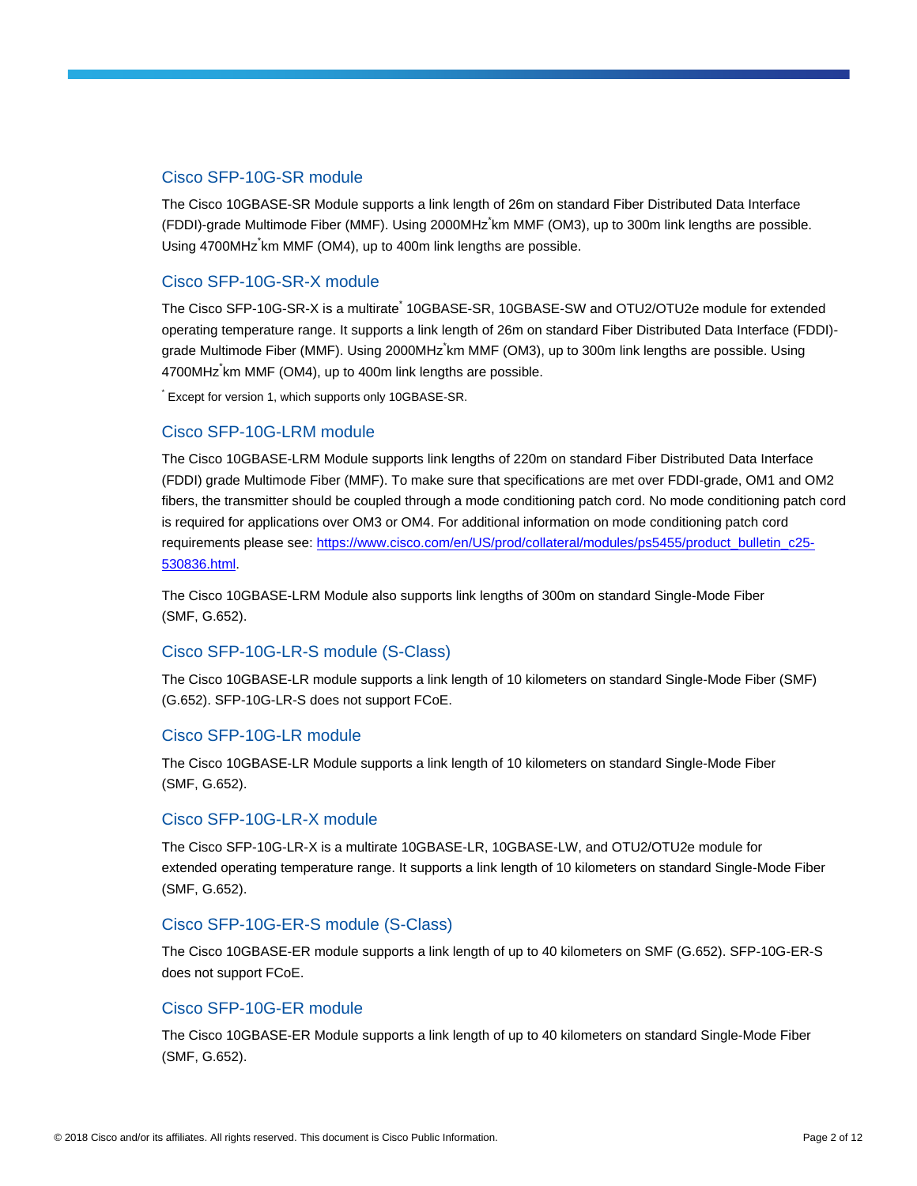## Cisco SFP-10G-SR module

The Cisco 10GBASE-SR Module supports a link length of 26m on standard Fiber Distributed Data Interface (FDDI)-grade Multimode Fiber (MMF). Using 2000MHz*km MMF (OM3), up to 300m link lengths are possible. Using 4700MHz*km MMF (OM4), up to 400m link lengths are possible.

## Cisco SFP-10G-SR-X module

The Cisco SFP-10G-SR-X is a multirate* 10GBASE-SR, 10GBASE-SW and OTU2/OTU2e module for extended operating temperature range. It supports a link length of 26m on standard Fiber Distributed Data Interface (FDDI)-grade Multimode Fiber (MMF). Using 2000MHz*km MMF (OM3), up to 300m link lengths are possible. Using 4700MHz*km MMF (OM4), up to 400m link lengths are possible.

* Except for version 1, which supports only 10GBASE-SR.

## Cisco SFP-10G-LRM module

The Cisco 10GBASE-LRM Module supports link lengths of 220m on standard Fiber Distributed Data Interface (FDDI) grade Multimode Fiber (MMF). To make sure that specifications are met over FDDI-grade, OM1 and OM2 fibers, the transmitter should be coupled through a mode conditioning patch cord. No mode conditioning patch cord is required for applications over OM3 or OM4. For additional information on mode conditioning patch cord requirements please see: [https://www.cisco.com/en/US/prod/collateral/modules/ps5455/product_bulletin_c25-530836.html](https://www.cisco.com/en/US/prod/collateral/modules/ps5455/product_bulletin_c25-530836.html).

The Cisco 10GBASE-LRM Module also supports link lengths of 300m on standard Single-Mode Fiber (SMF, G.652).

## Cisco SFP-10G-LR-S module (S-Class)

The Cisco 10GBASE-LR module supports a link length of 10 kilometers on standard Single-Mode Fiber (SMF) (G.652). SFP-10G-LR-S does not support FCoE.

## Cisco SFP-10G-LR module

The Cisco 10GBASE-LR Module supports a link length of 10 kilometers on standard Single-Mode Fiber (SMF, G.652).

## Cisco SFP-10G-LR-X module

The Cisco SFP-10G-LR-X is a multirate 10GBASE-LR, 10GBASE-LW, and OTU2/OTU2e module for extended operating temperature range. It supports a link length of 10 kilometers on standard Single-Mode Fiber (SMF, G.652).

## Cisco SFP-10G-ER-S module (S-Class)

The Cisco 10GBASE-ER module supports a link length of up to 40 kilometers on SMF (G.652). SFP-10G-ER-S does not support FCoE.

## Cisco SFP-10G-ER module

The Cisco 10GBASE-ER Module supports a link length of up to 40 kilometers on standard Single-Mode Fiber (SMF, G.652).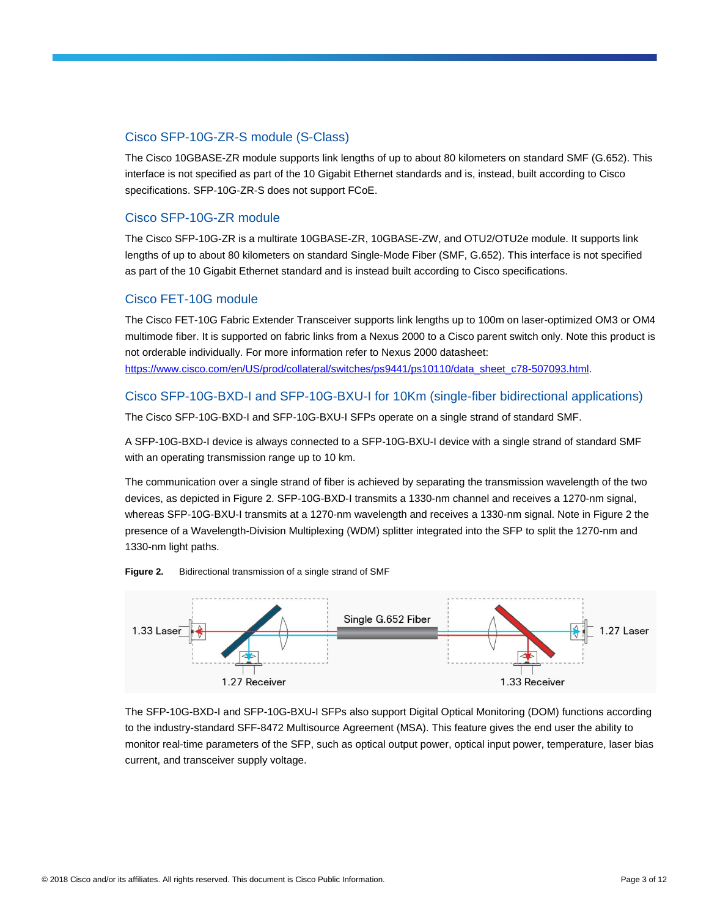## Cisco SFP-10G-ZR-S module (S-Class)

The Cisco 10GBASE-ZR module supports link lengths of up to about 80 kilometers on standard SMF (G.652). This interface is not specified as part of the 10 Gigabit Ethernet standards and is, instead, built according to Cisco specifications. SFP-10G-ZR-S does not support FCoE.

## Cisco SFP-10G-ZR module

The Cisco SFP-10G-ZR is a multirate 10GBASE-ZR, 10GBASE-ZW, and OTU2/OTU2e module. It supports link lengths of up to about 80 kilometers on standard Single-Mode Fiber (SMF, G.652). This interface is not specified as part of the 10 Gigabit Ethernet standard and is instead built according to Cisco specifications.

## Cisco FET-10G module

The Cisco FET-10G Fabric Extender Transceiver supports link lengths up to 100m on laser-optimized OM3 or OM4 multimode fiber. It is supported on fabric links from a Nexus 2000 to a Cisco parent switch only. Note this product is not orderable individually. For more information refer to Nexus 2000 datasheet: https://www.cisco.com/en/US/prod/collateral/switches/ps9441/ps10110/data_sheet_c78-507093.html.

## Cisco SFP-10G-BXD-I and SFP-10G-BXU-I for 10Km (single-fiber bidirectional applications)

The Cisco SFP-10G-BXD-I and SFP-10G-BXU-I SFPs operate on a single strand of standard SMF.

A SFP-10G-BXD-I device is always connected to a SFP-10G-BXU-I device with a single strand of standard SMF with an operating transmission range up to 10 km.

The communication over a single strand of fiber is achieved by separating the transmission wavelength of the two devices, as depicted in Figure 2. SFP-10G-BXD-I transmits a 1330-nm channel and receives a 1270-nm signal, whereas SFP-10G-BXU-I transmits at a 1270-nm wavelength and receives a 1330-nm signal. Note in Figure 2 the presence of a Wavelength-Division Multiplexing (WDM) splitter integrated into the SFP to split the 1270-nm and 1330-nm light paths.

**Figure 2.** Bidirectional transmission of a single strand of SMF

The SFP-10G-BXD-I and SFP-10G-BXU-I SFPs also support Digital Optical Monitoring (DOM) functions according to the industry-standard SFF-8472 Multisource Agreement (MSA). This feature gives the end user the ability to monitor real-time parameters of the SFP, such as optical output power, optical input power, temperature, laser bias current, and transceiver supply voltage.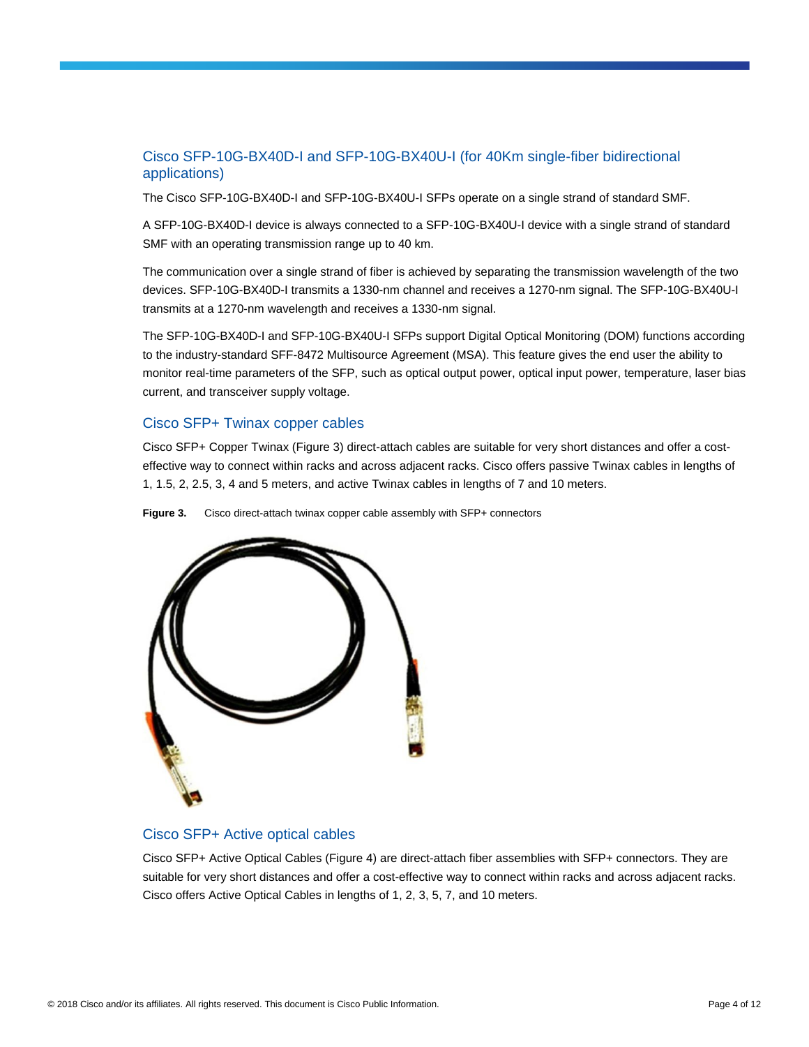## Cisco SFP-10G-BX40D-I and SFP-10G-BX40U-I (for 40Km single-fiber bidirectional applications)

The Cisco SFP-10G-BX40D-I and SFP-10G-BX40U-I SFPs operate on a single strand of standard SMF.

A SFP-10G-BX40D-I device is always connected to a SFP-10G-BX40U-I device with a single strand of standard SMF with an operating transmission range up to 40 km.

The communication over a single strand of fiber is achieved by separating the transmission wavelength of the two devices. SFP-10G-BX40D-I transmits a 1330-nm channel and receives a 1270-nm signal. The SFP-10G-BX40U-I transmits at a 1270-nm wavelength and receives a 1330-nm signal.

The SFP-10G-BX40D-I and SFP-10G-BX40U-I SFPs support Digital Optical Monitoring (DOM) functions according to the industry-standard SFF-8472 Multisource Agreement (MSA). This feature gives the end user the ability to monitor real-time parameters of the SFP, such as optical output power, optical input power, temperature, laser bias current, and transceiver supply voltage.

## Cisco SFP+ Twinax copper cables

Cisco SFP+ Copper Twinax (Figure 3) direct-attach cables are suitable for very short distances and offer a cost-effective way to connect within racks and across adjacent racks. Cisco offers passive Twinax cables in lengths of 1, 1.5, 2, 2.5, 3, 4 and 5 meters, and active Twinax cables in lengths of 7 and 10 meters.

**Figure 3.** Cisco direct-attach twinax copper cable assembly with SFP+ connectors

## Cisco SFP+ Active optical cables

Cisco SFP+ Active Optical Cables (Figure 4) are direct-attach fiber assemblies with SFP+ connectors. They are suitable for very short distances and offer a cost-effective way to connect within racks and across adjacent racks. Cisco offers Active Optical Cables in lengths of 1, 2, 3, 5, 7, and 10 meters.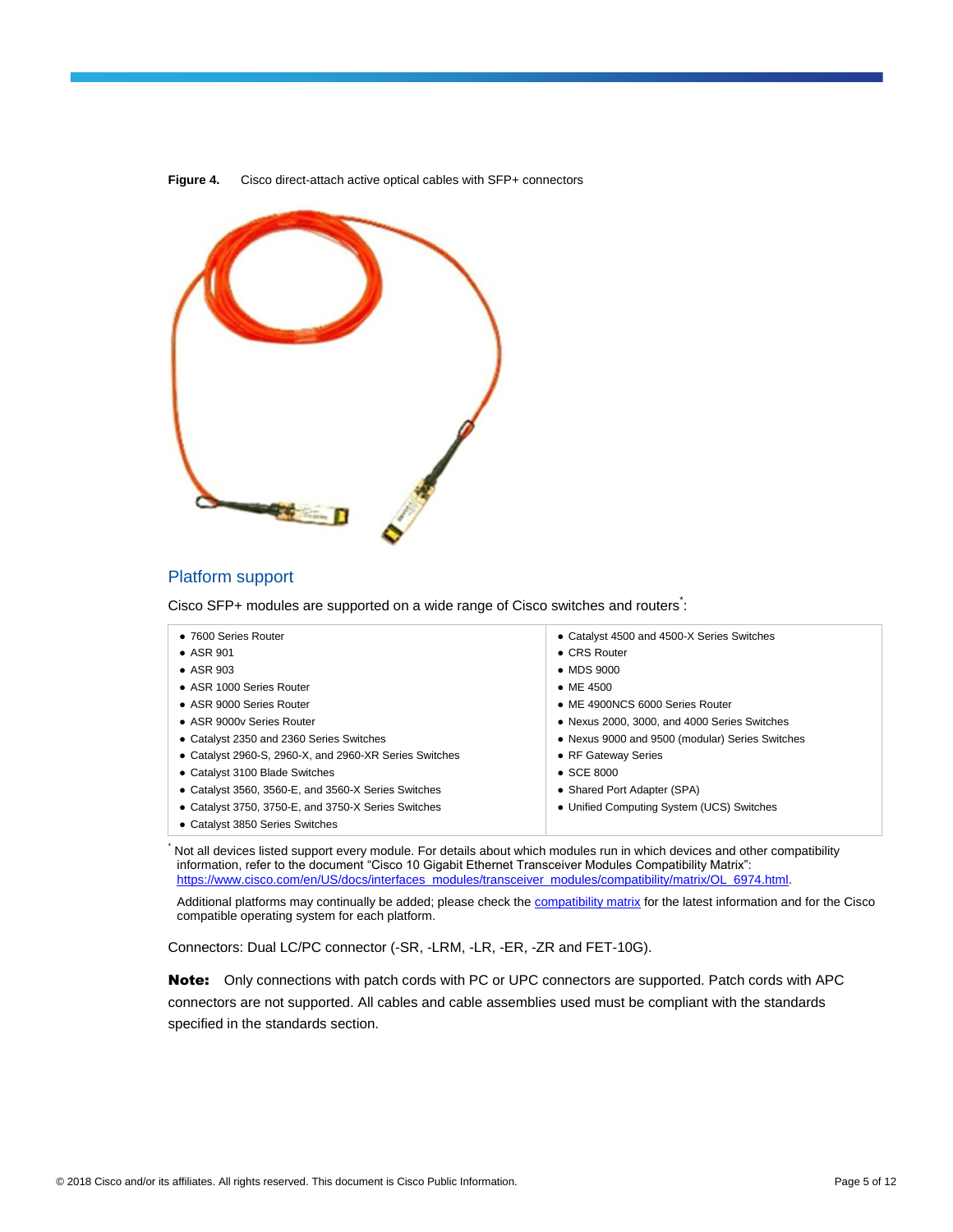**Figure 4.** Cisco direct-attach active optical cables with SFP+ connectors

## Platform support

Cisco SFP+ modules are supported on a wide range of Cisco switches and routers*:

| | |
|---|---|
| • 7600 Series Router | • Catalyst 4500 and 4500-X Series Switches |
| • ASR 901 | • CRS Router |
| • ASR 903 | • MDS 9000 |
| • ASR 1000 Series Router | • ME 4500 |
| • ASR 9000 Series Router | • ME 4900NCS 6000 Series Router |
| • ASR 9000v Series Router | • Nexus 2000, 3000, and 4000 Series Switches |
| • Catalyst 2350 and 2360 Series Switches | • Nexus 9000 and 9500 (modular) Series Switches |
| • Catalyst 2960-S, 2960-X, and 2960-XR Series Switches | • RF Gateway Series |
| • Catalyst 3100 Blade Switches | • SCE 8000 |
| • Catalyst 3560, 3560-E, and 3560-X Series Switches | • Shared Port Adapter (SPA) |
| • Catalyst 3750, 3750-E, and 3750-X Series Switches | • Unified Computing System (UCS) Switches |
| • Catalyst 3850 Series Switches | |

* Not all devices listed support every module. For details about which modules run in which devices and other compatibility information, refer to the document "Cisco 10 Gigabit Ethernet Transceiver Modules Compatibility Matrix": https://www.cisco.com/en/US/docs/interfaces_modules/transceiver_modules/compatibility/matrix/OL_6974.html.

Additional platforms may continually be added; please check the compatibility matrix for the latest information and for the Cisco compatible operating system for each platform.

Connectors: Dual LC/PC connector (-SR, -LRM, -LR, -ER, -ZR and FET-10G).

**Note:** Only connections with patch cords with PC or UPC connectors are supported. Patch cords with APC connectors are not supported. All cables and cable assemblies used must be compliant with the standards specified in the standards section.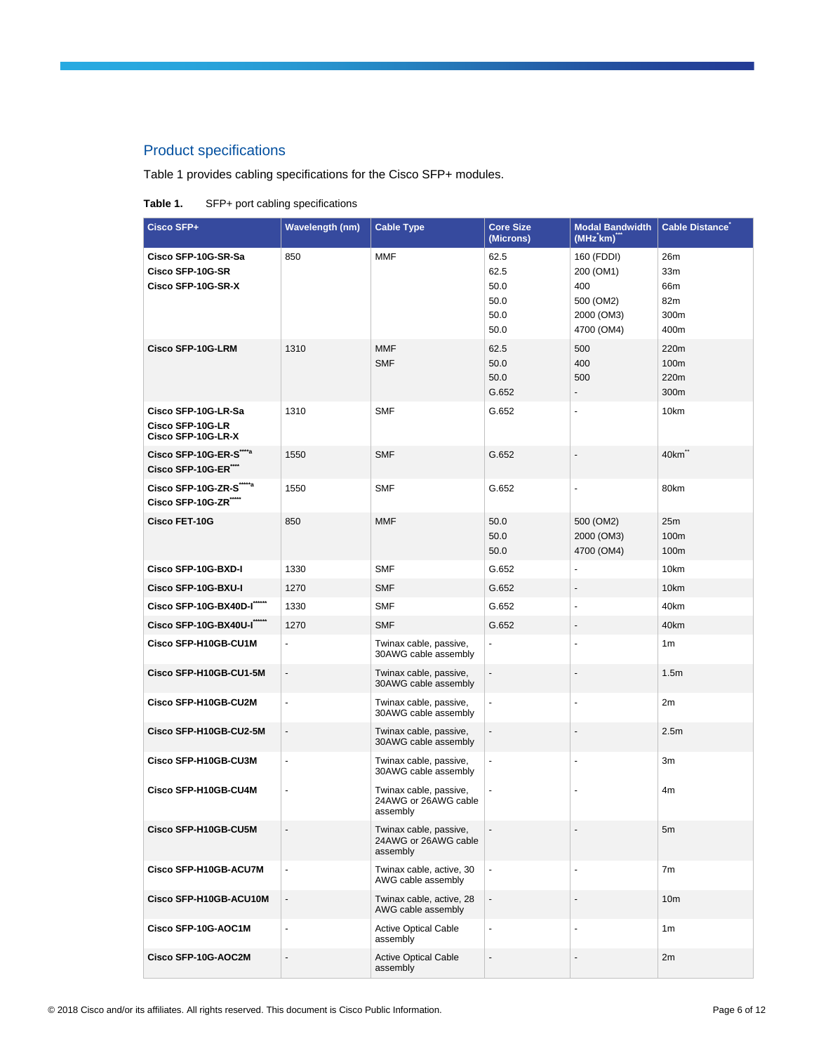## Product specifications

Table 1 provides cabling specifications for the Cisco SFP+ modules.

**Table 1.** SFP+ port cabling specifications

| Cisco SFP+ | Wavelength (nm) | Cable Type | Core Size (Microns) | Modal Bandwidth (MHz*km)*** | Cable Distance* |
|---|---|---|---|---|---|
| **Cisco SFP-10G-SR-Sa**<br>**Cisco SFP-10G-SR**<br>**Cisco SFP-10G-SR-X** | 850 | MMF | 62.5<br>62.5<br>50.0<br>50.0<br>50.0<br>50.0 | 160 (FDDI)<br>200 (OM1)<br>400<br>500 (OM2)<br>2000 (OM3)<br>4700 (OM4) | 26m<br>33m<br>66m<br>82m<br>300m<br>400m |
| **Cisco SFP-10G-LRM** | 1310 | MMF<br>SMF | 62.5<br>50.0<br>50.0<br>G.652 | 500<br>400<br>500<br>- | 220m<br>100m<br>220m<br>300m |
| **Cisco SFP-10G-LR-Sa**<br>**Cisco SFP-10G-LR**<br>**Cisco SFP-10G-LR-X** | 1310 | SMF | G.652 | - | 10km |
| **Cisco SFP-10G-ER-S****a**<br>**Cisco SFP-10G-ER**** | 1550 | SMF | G.652 | - | 40km** |
| **Cisco SFP-10G-ZR-S*****a**<br>**Cisco SFP-10G-ZR***** | 1550 | SMF | G.652 | - | 80km |
| **Cisco FET-10G** | 850 | MMF | 50.0<br>50.0<br>50.0 | 500 (OM2)<br>2000 (OM3)<br>4700 (OM4) | 25m<br>100m<br>100m |
| **Cisco SFP-10G-BXD-I** | 1330 | SMF | G.652 | - | 10km |
| **Cisco SFP-10G-BXU-I** | 1270 | SMF | G.652 | - | 10km |
| **Cisco SFP-10G-BX40D-I****** | 1330 | SMF | G.652 | - | 40km |
| **Cisco SFP-10G-BX40U-I****** | 1270 | SMF | G.652 | - | 40km |
| **Cisco SFP-H10GB-CU1M** | - | Twinax cable, passive, 30AWG cable assembly | - | - | 1m |
| **Cisco SFP-H10GB-CU1-5M** | - | Twinax cable, passive, 30AWG cable assembly | - | - | 1.5m |
| **Cisco SFP-H10GB-CU2M** | - | Twinax cable, passive, 30AWG cable assembly | - | - | 2m |
| **Cisco SFP-H10GB-CU2-5M** | - | Twinax cable, passive, 30AWG cable assembly | - | - | 2.5m |
| **Cisco SFP-H10GB-CU3M** | - | Twinax cable, passive, 30AWG cable assembly | - | - | 3m |
| **Cisco SFP-H10GB-CU4M** | - | Twinax cable, passive, 24AWG or 26AWG cable assembly | - | - | 4m |
| **Cisco SFP-H10GB-CU5M** | - | Twinax cable, passive, 24AWG or 26AWG cable assembly | - | - | 5m |
| **Cisco SFP-H10GB-ACU7M** | - | Twinax cable, active, 30 AWG cable assembly | - | - | 7m |
| **Cisco SFP-H10GB-ACU10M** | - | Twinax cable, active, 28 AWG cable assembly | - | - | 10m |
| **Cisco SFP-10G-AOC1M** | - | Active Optical Cable assembly | - | - | 1m |
| **Cisco SFP-10G-AOC2M** | - | Active Optical Cable assembly | - | - | 2m |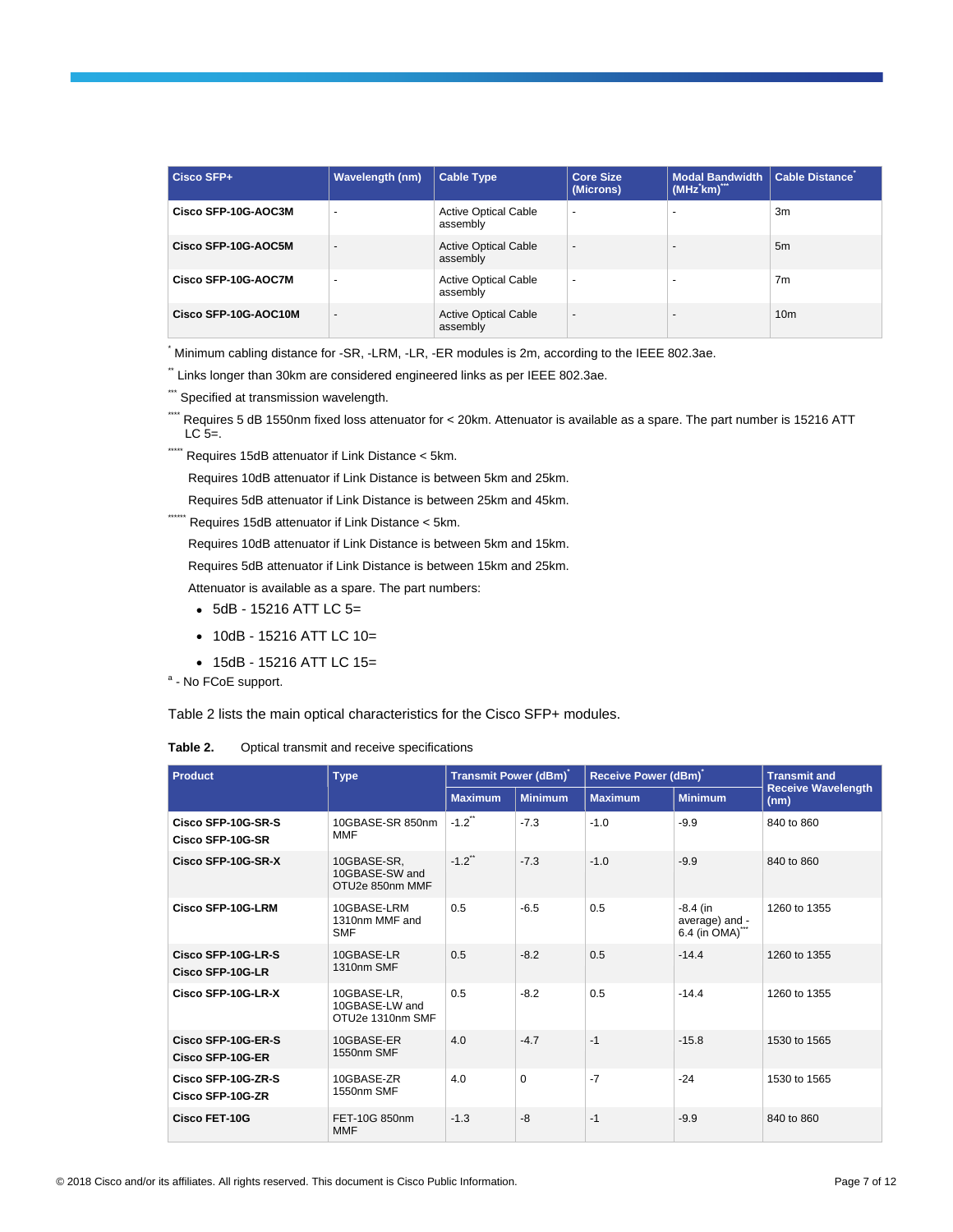| Cisco SFP+ | Wavelength (nm) | Cable Type | Core Size (Microns) | Modal Bandwidth (MHz*km)*** | Cable Distance* |
|---|---|---|---|---|---|
| **Cisco SFP-10G-AOC3M** | - | Active Optical Cable assembly | - | - | 3m |
| **Cisco SFP-10G-AOC5M** | - | Active Optical Cable assembly | - | - | 5m |
| **Cisco SFP-10G-AOC7M** | - | Active Optical Cable assembly | - | - | 7m |
| **Cisco SFP-10G-AOC10M** | - | Active Optical Cable assembly | - | - | 10m |

[*] Minimum cabling distance for -SR, -LRM, -LR, -ER modules is 2m, according to the IEEE 802.3ae.

[**] Links longer than 30km are considered engineered links as per IEEE 802.3ae.

[***] Specified at transmission wavelength.

[****] Requires 5 dB 1550nm fixed loss attenuator for < 20km. Attenuator is available as a spare. The part number is 15216 ATT LC 5=.

[*****] Requires 15dB attenuator if Link Distance < 5km.

Requires 10dB attenuator if Link Distance is between 5km and 25km.

Requires 5dB attenuator if Link Distance is between 25km and 45km.

[******] Requires 15dB attenuator if Link Distance < 5km.

Requires 10dB attenuator if Link Distance is between 5km and 15km.

Requires 5dB attenuator if Link Distance is between 15km and 25km.

Attenuator is available as a spare. The part numbers:

- 5dB - 15216 ATT LC 5=
- 10dB - 15216 ATT LC 10=
- 15dB - 15216 ATT LC 15=

[a] - No FCoE support.

Table 2 lists the main optical characteristics for the Cisco SFP+ modules.

**Table 2.** Optical transmit and receive specifications

| Product | Type | Transmit Power (dBm)* | | Receive Power (dBm)* | | Transmit and Receive Wavelength (nm) |
|---|---|---|---|---|---|---|
| | | Maximum | Minimum | Maximum | Minimum | |
| **Cisco SFP-10G-SR-S**<br>**Cisco SFP-10G-SR** | 10GBASE-SR 850nm MMF | -1.2** | -7.3 | -1.0 | -9.9 | 840 to 860 |
| **Cisco SFP-10G-SR-X** | 10GBASE-SR, 10GBASE-SW and OTU2e 850nm MMF | -1.2** | -7.3 | -1.0 | -9.9 | 840 to 860 |
| **Cisco SFP-10G-LRM** | 10GBASE-LRM 1310nm MMF and SMF | 0.5 | -6.5 | 0.5 | -8.4 (in average) and -6.4 (in OMA)*** | 1260 to 1355 |
| **Cisco SFP-10G-LR-S**<br>**Cisco SFP-10G-LR** | 10GBASE-LR 1310nm SMF | 0.5 | -8.2 | 0.5 | -14.4 | 1260 to 1355 |
| **Cisco SFP-10G-LR-X** | 10GBASE-LR, 10GBASE-LW and OTU2e 1310nm SMF | 0.5 | -8.2 | 0.5 | -14.4 | 1260 to 1355 |
| **Cisco SFP-10G-ER-S**<br>**Cisco SFP-10G-ER** | 10GBASE-ER 1550nm SMF | 4.0 | -4.7 | -1 | -15.8 | 1530 to 1565 |
| **Cisco SFP-10G-ZR-S**<br>**Cisco SFP-10G-ZR** | 10GBASE-ZR 1550nm SMF | 4.0 | 0 | -7 | -24 | 1530 to 1565 |
| **Cisco FET-10G** | FET-10G 850nm MMF | -1.3 | -8 | -1 | -9.9 | 840 to 860 |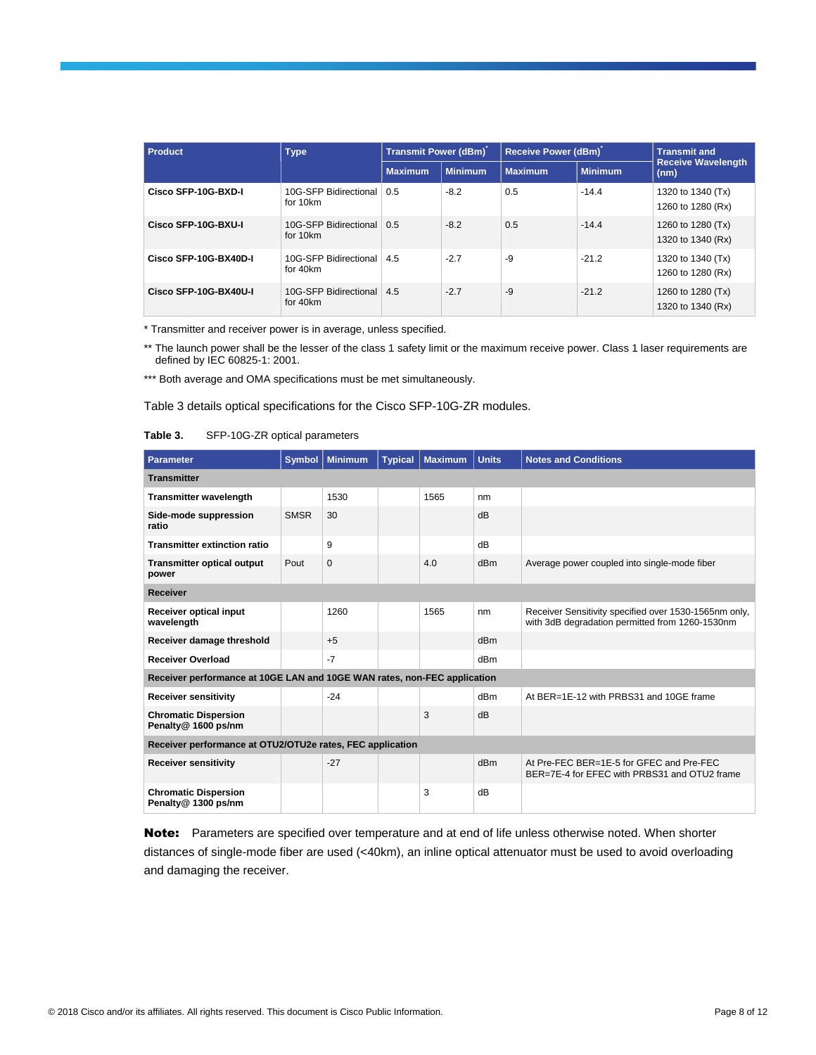| Product | Type | Transmit Power (dBm)* | | Receive Power (dBm)* | | Transmit and Receive Wavelength (nm) |
|---|---|---|---|---|---|---|
| | | Maximum | Minimum | Maximum | Minimum | |
| **Cisco SFP-10G-BXD-I** | 10G-SFP Bidirectional for 10km | 0.5 | -8.2 | 0.5 | -14.4 | 1320 to 1340 (Tx) 1260 to 1280 (Rx) |
| **Cisco SFP-10G-BXU-I** | 10G-SFP Bidirectional for 10km | 0.5 | -8.2 | 0.5 | -14.4 | 1260 to 1280 (Tx) 1320 to 1340 (Rx) |
| **Cisco SFP-10G-BX40D-I** | 10G-SFP Bidirectional for 40km | 4.5 | -2.7 | -9 | -21.2 | 1320 to 1340 (Tx) 1260 to 1280 (Rx) |
| **Cisco SFP-10G-BX40U-I** | 10G-SFP Bidirectional for 40km | 4.5 | -2.7 | -9 | -21.2 | 1260 to 1280 (Tx) 1320 to 1340 (Rx) |

* Transmitter and receiver power is in average, unless specified.

** The launch power shall be the lesser of the class 1 safety limit or the maximum receive power. Class 1 laser requirements are defined by IEC 60825-1: 2001.

*** Both average and OMA specifications must be met simultaneously.

Table 3 details optical specifications for the Cisco SFP-10G-ZR modules.

**Table 3.** SFP-10G-ZR optical parameters

| Parameter | Symbol | Minimum | Typical | Maximum | Units | Notes and Conditions |
|---|---|---|---|---|---|---|
| **Transmitter** | | | | | | |
| **Transmitter wavelength** | | 1530 | | 1565 | nm | |
| **Side-mode suppression ratio** | SMSR | 30 | | | dB | |
| **Transmitter extinction ratio** | | 9 | | | dB | |
| **Transmitter optical output power** | Pout | 0 | | 4.0 | dBm | Average power coupled into single-mode fiber |
| **Receiver** | | | | | | |
| **Receiver optical input wavelength** | | 1260 | | 1565 | nm | Receiver Sensitivity specified over 1530-1565nm only, with 3dB degradation permitted from 1260-1530nm |
| **Receiver damage threshold** | | +5 | | | dBm | |
| **Receiver Overload** | | -7 | | | dBm | |
| **Receiver performance at 10GE LAN and 10GE WAN rates, non-FEC application** | | | | | | |
| **Receiver sensitivity** | | -24 | | | dBm | At BER=1E-12 with PRBS31 and 10GE frame |
| **Chromatic Dispersion Penalty@ 1600 ps/nm** | | | | 3 | dB | |
| **Receiver performance at OTU2/OTU2e rates, FEC application** | | | | | | |
| **Receiver sensitivity** | | -27 | | | dBm | At Pre-FEC BER=1E-5 for GFEC and Pre-FEC BER=7E-4 for EFEC with PRBS31 and OTU2 frame |
| **Chromatic Dispersion Penalty@ 1300 ps/nm** | | | | 3 | dB | |

**Note:** Parameters are specified over temperature and at end of life unless otherwise noted. When shorter distances of single-mode fiber are used (<40km), an inline optical attenuator must be used to avoid overloading and damaging the receiver.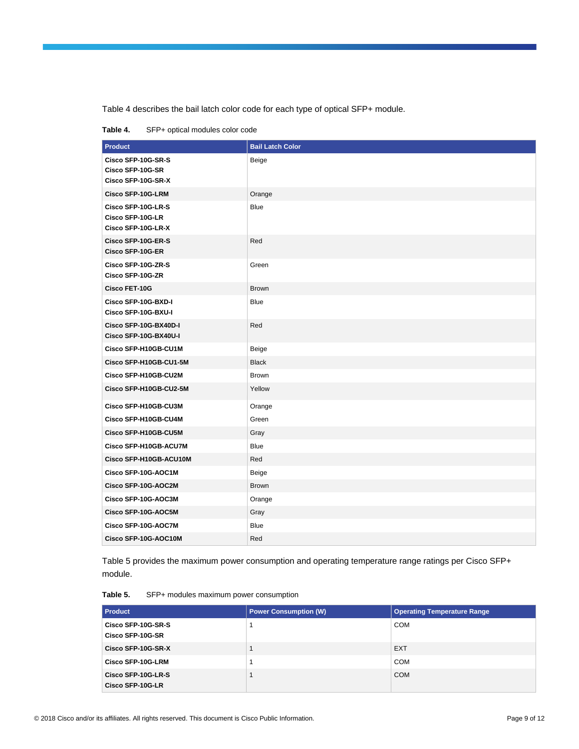Table 4 describes the bail latch color code for each type of optical SFP+ module.

**Table 4.** SFP+ optical modules color code

| Product | Bail Latch Color |
|---|---|
| **Cisco SFP-10G-SR-S**<br>**Cisco SFP-10G-SR**<br>**Cisco SFP-10G-SR-X** | Beige |
| **Cisco SFP-10G-LRM** | Orange |
| **Cisco SFP-10G-LR-S**<br>**Cisco SFP-10G-LR**<br>**Cisco SFP-10G-LR-X** | Blue |
| **Cisco SFP-10G-ER-S**<br>**Cisco SFP-10G-ER** | Red |
| **Cisco SFP-10G-ZR-S**<br>**Cisco SFP-10G-ZR** | Green |
| **Cisco FET-10G** | Brown |
| **Cisco SFP-10G-BXD-I**<br>**Cisco SFP-10G-BXU-I** | Blue |
| **Cisco SFP-10G-BX40D-I**<br>**Cisco SFP-10G-BX40U-I** | Red |
| **Cisco SFP-H10GB-CU1M** | Beige |
| **Cisco SFP-H10GB-CU1-5M** | Black |
| **Cisco SFP-H10GB-CU2M** | Brown |
| **Cisco SFP-H10GB-CU2-5M** | Yellow |
| **Cisco SFP-H10GB-CU3M** | Orange |
| **Cisco SFP-H10GB-CU4M** | Green |
| **Cisco SFP-H10GB-CU5M** | Gray |
| **Cisco SFP-H10GB-ACU7M** | Blue |
| **Cisco SFP-H10GB-ACU10M** | Red |
| **Cisco SFP-10G-AOC1M** | Beige |
| **Cisco SFP-10G-AOC2M** | Brown |
| **Cisco SFP-10G-AOC3M** | Orange |
| **Cisco SFP-10G-AOC5M** | Gray |
| **Cisco SFP-10G-AOC7M** | Blue |
| **Cisco SFP-10G-AOC10M** | Red |

Table 5 provides the maximum power consumption and operating temperature range ratings per Cisco SFP+ module.

**Table 5.** SFP+ modules maximum power consumption

| Product | Power Consumption (W) | Operating Temperature Range |
|---|---|---|
| **Cisco SFP-10G-SR-S**<br>**Cisco SFP-10G-SR** | 1 | COM |
| **Cisco SFP-10G-SR-X** | 1 | EXT |
| **Cisco SFP-10G-LRM** | 1 | COM |
| **Cisco SFP-10G-LR-S**<br>**Cisco SFP-10G-LR** | 1 | COM |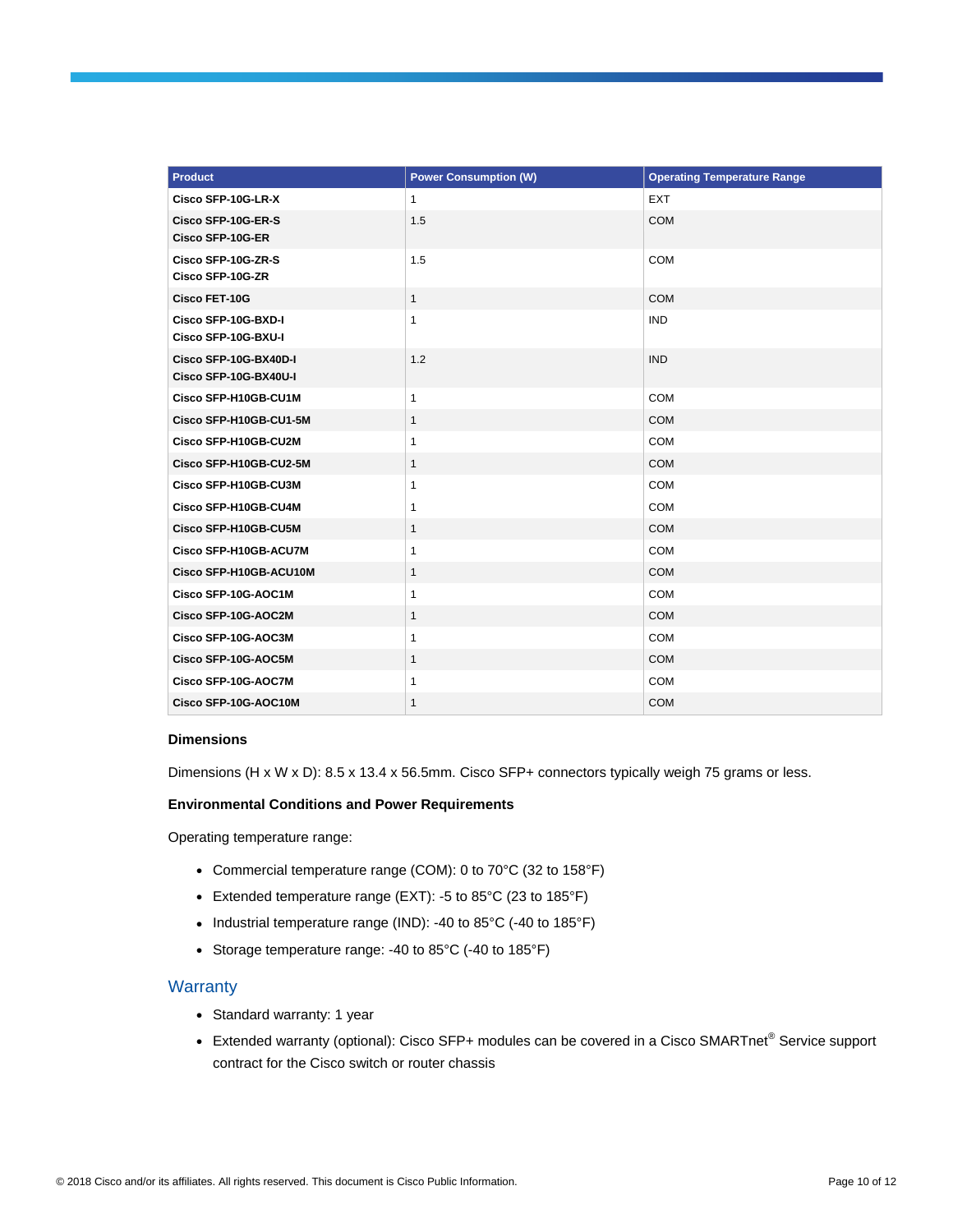| Product | Power Consumption (W) | Operating Temperature Range |
| --- | --- | --- |
| **Cisco SFP-10G-LR-X** | 1 | EXT |
| **Cisco SFP-10G-ER-S**<br>**Cisco SFP-10G-ER** | 1.5 | COM |
| **Cisco SFP-10G-ZR-S**<br>**Cisco SFP-10G-ZR** | 1.5 | COM |
| **Cisco FET-10G** | 1 | COM |
| **Cisco SFP-10G-BXD-I**<br>**Cisco SFP-10G-BXU-I** | 1 | IND |
| **Cisco SFP-10G-BX40D-I**<br>**Cisco SFP-10G-BX40U-I** | 1.2 | IND |
| **Cisco SFP-H10GB-CU1M** | 1 | COM |
| **Cisco SFP-H10GB-CU1-5M** | 1 | COM |
| **Cisco SFP-H10GB-CU2M** | 1 | COM |
| **Cisco SFP-H10GB-CU2-5M** | 1 | COM |
| **Cisco SFP-H10GB-CU3M** | 1 | COM |
| **Cisco SFP-H10GB-CU4M** | 1 | COM |
| **Cisco SFP-H10GB-CU5M** | 1 | COM |
| **Cisco SFP-H10GB-ACU7M** | 1 | COM |
| **Cisco SFP-H10GB-ACU10M** | 1 | COM |
| **Cisco SFP-10G-AOC1M** | 1 | COM |
| **Cisco SFP-10G-AOC2M** | 1 | COM |
| **Cisco SFP-10G-AOC3M** | 1 | COM |
| **Cisco SFP-10G-AOC5M** | 1 | COM |
| **Cisco SFP-10G-AOC7M** | 1 | COM |
| **Cisco SFP-10G-AOC10M** | 1 | COM |

**Dimensions**

Dimensions (H x W x D): 8.5 x 13.4 x 56.5mm. Cisco SFP+ connectors typically weigh 75 grams or less.

**Environmental Conditions and Power Requirements**

Operating temperature range:

- Commercial temperature range (COM): 0 to 70°C (32 to 158°F)
- Extended temperature range (EXT): -5 to 85°C (23 to 185°F)
- Industrial temperature range (IND): -40 to 85°C (-40 to 185°F)
- Storage temperature range: -40 to 85°C (-40 to 185°F)

## Warranty

- Standard warranty: 1 year
- Extended warranty (optional): Cisco SFP+ modules can be covered in a Cisco SMARTnet® Service support contract for the Cisco switch or router chassis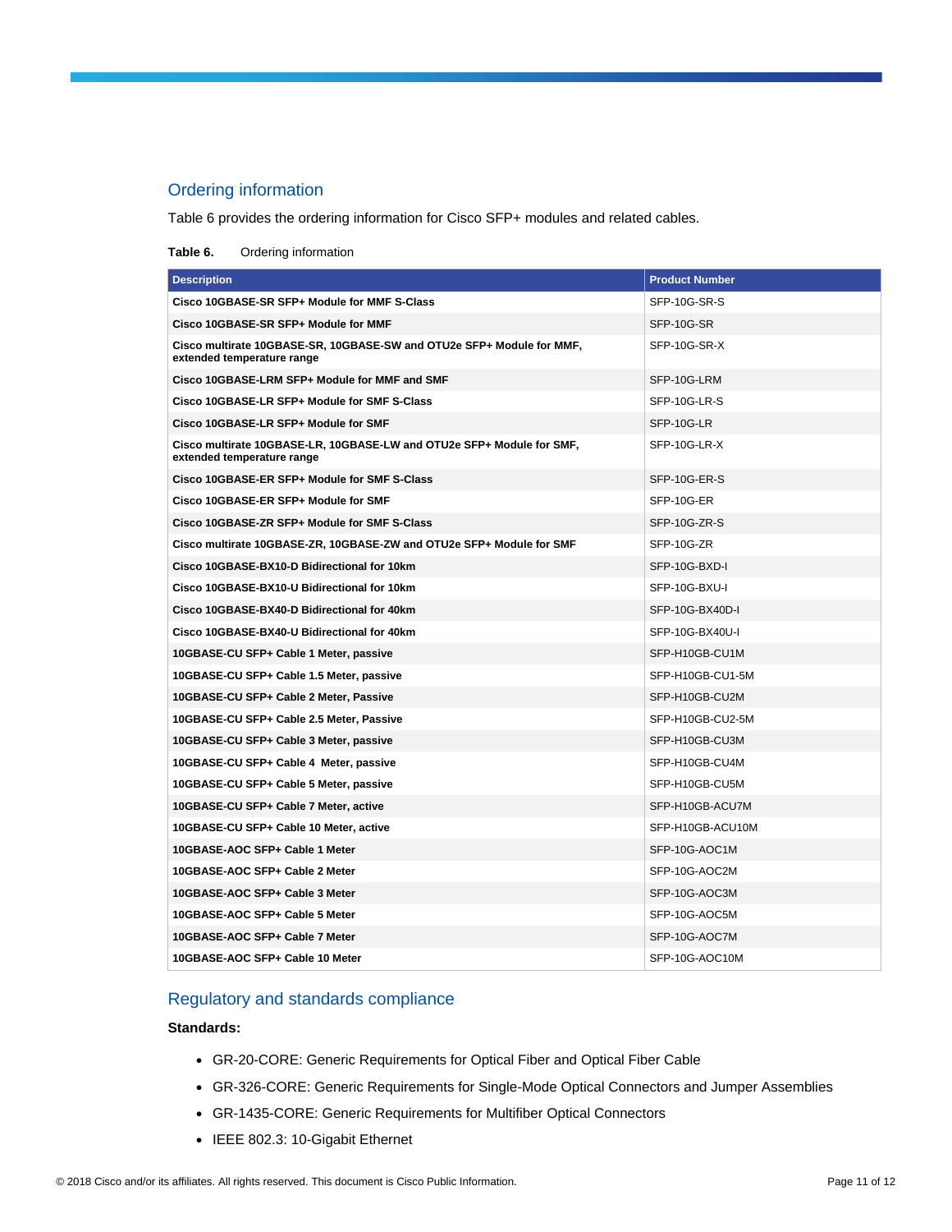## Ordering information

Table 6 provides the ordering information for Cisco SFP+ modules and related cables.

**Table 6.** Ordering information

| Description | Product Number |
| --- | --- |
| **Cisco 10GBASE-SR SFP+ Module for MMF S-Class** | SFP-10G-SR-S |
| **Cisco 10GBASE-SR SFP+ Module for MMF** | SFP-10G-SR |
| **Cisco multirate 10GBASE-SR, 10GBASE-SW and OTU2e SFP+ Module for MMF, extended temperature range** | SFP-10G-SR-X |
| **Cisco 10GBASE-LRM SFP+ Module for MMF and SMF** | SFP-10G-LRM |
| **Cisco 10GBASE-LR SFP+ Module for SMF S-Class** | SFP-10G-LR-S |
| **Cisco 10GBASE-LR SFP+ Module for SMF** | SFP-10G-LR |
| **Cisco multirate 10GBASE-LR, 10GBASE-LW and OTU2e SFP+ Module for SMF, extended temperature range** | SFP-10G-LR-X |
| **Cisco 10GBASE-ER SFP+ Module for SMF S-Class** | SFP-10G-ER-S |
| **Cisco 10GBASE-ER SFP+ Module for SMF** | SFP-10G-ER |
| **Cisco 10GBASE-ZR SFP+ Module for SMF S-Class** | SFP-10G-ZR-S |
| **Cisco multirate 10GBASE-ZR, 10GBASE-ZW and OTU2e SFP+ Module for SMF** | SFP-10G-ZR |
| **Cisco 10GBASE-BX10-D Bidirectional for 10km** | SFP-10G-BXD-I |
| **Cisco 10GBASE-BX10-U Bidirectional for 10km** | SFP-10G-BXU-I |
| **Cisco 10GBASE-BX40-D Bidirectional for 40km** | SFP-10G-BX40D-I |
| **Cisco 10GBASE-BX40-U Bidirectional for 40km** | SFP-10G-BX40U-I |
| **10GBASE-CU SFP+ Cable 1 Meter, passive** | SFP-H10GB-CU1M |
| **10GBASE-CU SFP+ Cable 1.5 Meter, passive** | SFP-H10GB-CU1-5M |
| **10GBASE-CU SFP+ Cable 2 Meter, Passive** | SFP-H10GB-CU2M |
| **10GBASE-CU SFP+ Cable 2.5 Meter, Passive** | SFP-H10GB-CU2-5M |
| **10GBASE-CU SFP+ Cable 3 Meter, passive** | SFP-H10GB-CU3M |
| **10GBASE-CU SFP+ Cable 4 Meter, passive** | SFP-H10GB-CU4M |
| **10GBASE-CU SFP+ Cable 5 Meter, passive** | SFP-H10GB-CU5M |
| **10GBASE-CU SFP+ Cable 7 Meter, active** | SFP-H10GB-ACU7M |
| **10GBASE-CU SFP+ Cable 10 Meter, active** | SFP-H10GB-ACU10M |
| **10GBASE-AOC SFP+ Cable 1 Meter** | SFP-10G-AOC1M |
| **10GBASE-AOC SFP+ Cable 2 Meter** | SFP-10G-AOC2M |
| **10GBASE-AOC SFP+ Cable 3 Meter** | SFP-10G-AOC3M |
| **10GBASE-AOC SFP+ Cable 5 Meter** | SFP-10G-AOC5M |
| **10GBASE-AOC SFP+ Cable 7 Meter** | SFP-10G-AOC7M |
| **10GBASE-AOC SFP+ Cable 10 Meter** | SFP-10G-AOC10M |

## Regulatory and standards compliance

**Standards:**

- GR-20-CORE: Generic Requirements for Optical Fiber and Optical Fiber Cable
- GR-326-CORE: Generic Requirements for Single-Mode Optical Connectors and Jumper Assemblies
- GR-1435-CORE: Generic Requirements for Multifiber Optical Connectors
- IEEE 802.3: 10-Gigabit Ethernet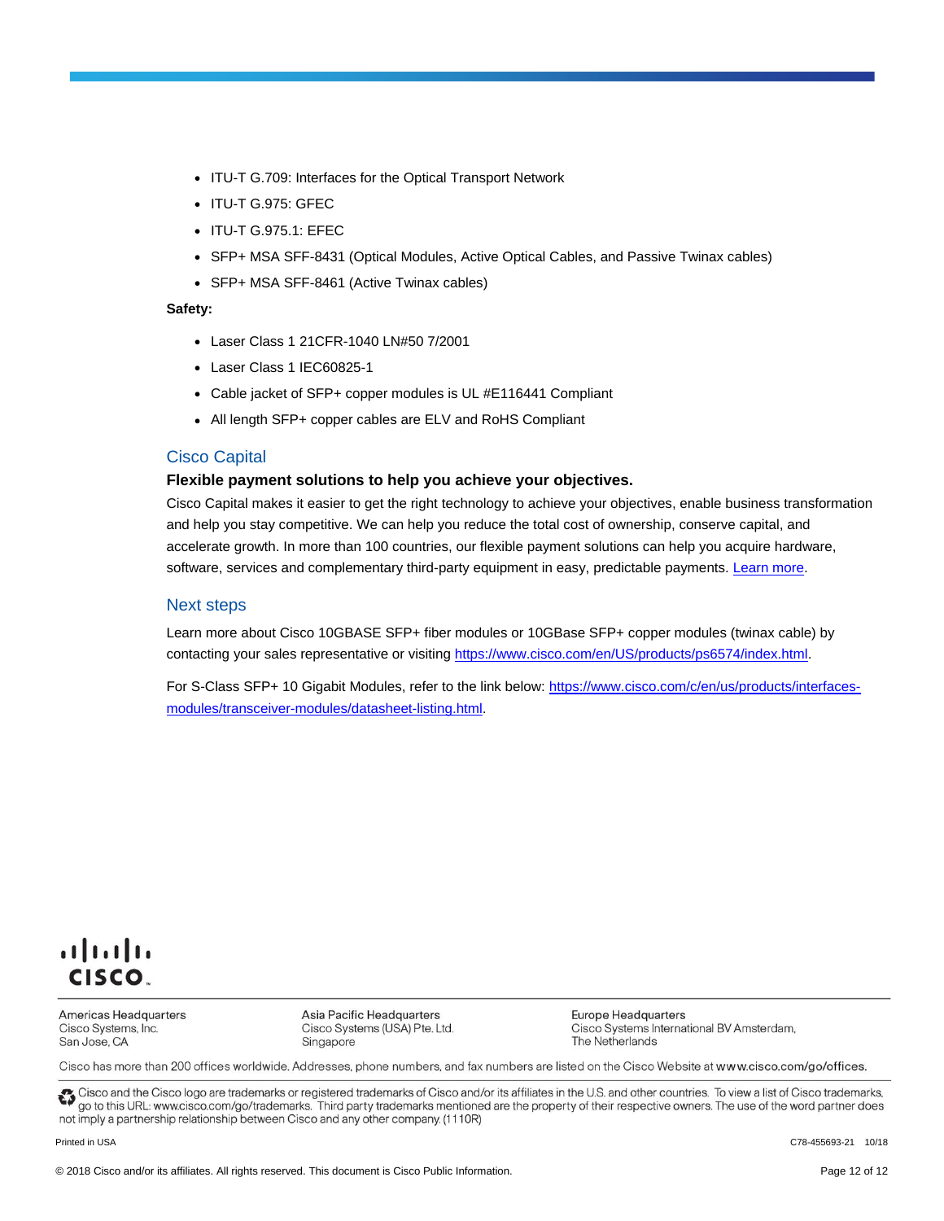- ITU-T G.709: Interfaces for the Optical Transport Network
- ITU-T G.975: GFEC
- ITU-T G.975.1: EFEC
- SFP+ MSA SFF-8431 (Optical Modules, Active Optical Cables, and Passive Twinax cables)
- SFP+ MSA SFF-8461 (Active Twinax cables)

**Safety:**

- Laser Class 1 21CFR-1040 LN#50 7/2001
- Laser Class 1 IEC60825-1
- Cable jacket of SFP+ copper modules is UL #E116441 Compliant
- All length SFP+ copper cables are ELV and RoHS Compliant

## Cisco Capital

**Flexible payment solutions to help you achieve your objectives.**

Cisco Capital makes it easier to get the right technology to achieve your objectives, enable business transformation and help you stay competitive. We can help you reduce the total cost of ownership, conserve capital, and accelerate growth. In more than 100 countries, our flexible payment solutions can help you acquire hardware, software, services and complementary third-party equipment in easy, predictable payments. Learn more.

## Next steps

Learn more about Cisco 10GBASE SFP+ fiber modules or 10GBase SFP+ copper modules (twinax cable) by contacting your sales representative or visiting https://www.cisco.com/en/US/products/ps6574/index.html.

For S-Class SFP+ 10 Gigabit Modules, refer to the link below: https://www.cisco.com/c/en/us/products/interfaces-modules/transceiver-modules/datasheet-listing.html.

Americas Headquarters
Cisco Systems, Inc.
San Jose, CA

Asia Pacific Headquarters
Cisco Systems (USA) Pte. Ltd.
Singapore

Europe Headquarters
Cisco Systems International BV Amsterdam,
The Netherlands

Cisco has more than 200 offices worldwide. Addresses, phone numbers, and fax numbers are listed on the Cisco Website at www.cisco.com/go/offices.

Cisco and the Cisco logo are trademarks or registered trademarks of Cisco and/or its affiliates in the U.S. and other countries. To view a list of Cisco trademarks, go to this URL: www.cisco.com/go/trademarks. Third party trademarks mentioned are the property of their respective owners. The use of the word partner does not imply a partnership relationship between Cisco and any other company. (1110R)

Printed in USA C78-455693-21 10/18

© 2018 Cisco and/or its affiliates. All rights reserved. This document is Cisco Public Information.